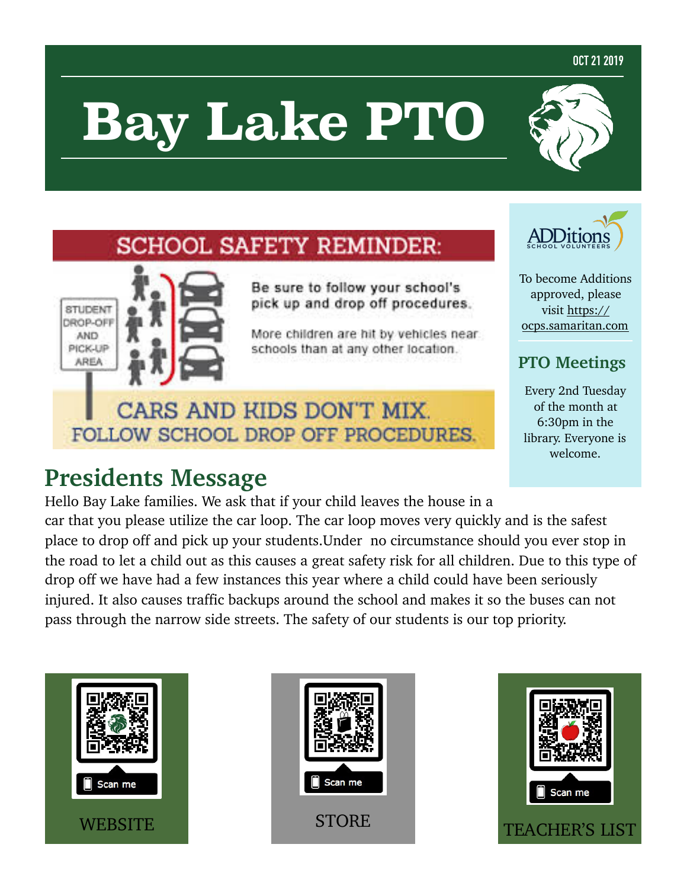OCT 21 2019

# Bay Lake PTO

SCHOOL SAFETY REMINDER:

STUDENT DROP-OFF AND PICK-UP AREA

Be sure to follow your school's pick up and drop off procedures.

More children are hit by vehicles near schools than at any other location.

CARS AND KIDS DON'T MIX. FOLLOW SCHOOL DROP OFF PROCEDURES.

ADDitions SCHOOL VOLUNTEERS

To become Additions approved, please visit https://ocps.samaritan.com

## PTO Meetings

Every 2nd Tuesday of the month at 6:30pm in the library. Everyone is welcome.

## Presidents Message

Hello Bay Lake families. We ask that if your child leaves the house in a car that you please utilize the car loop. The car loop moves very quickly and is the safest place to drop off and pick up your students.Under no circumstance should you ever stop in the road to let a child out as this causes a great safety risk for all children. Due to this type of drop off we have had a few instances this year where a child could have been seriously injured. It also causes traffic backups around the school and makes it so the buses can not pass through the narrow side streets. The safety of our students is our top priority.

Scan me

WEBSITE

Scan me

STORE

Scan me

TEACHER'S LIST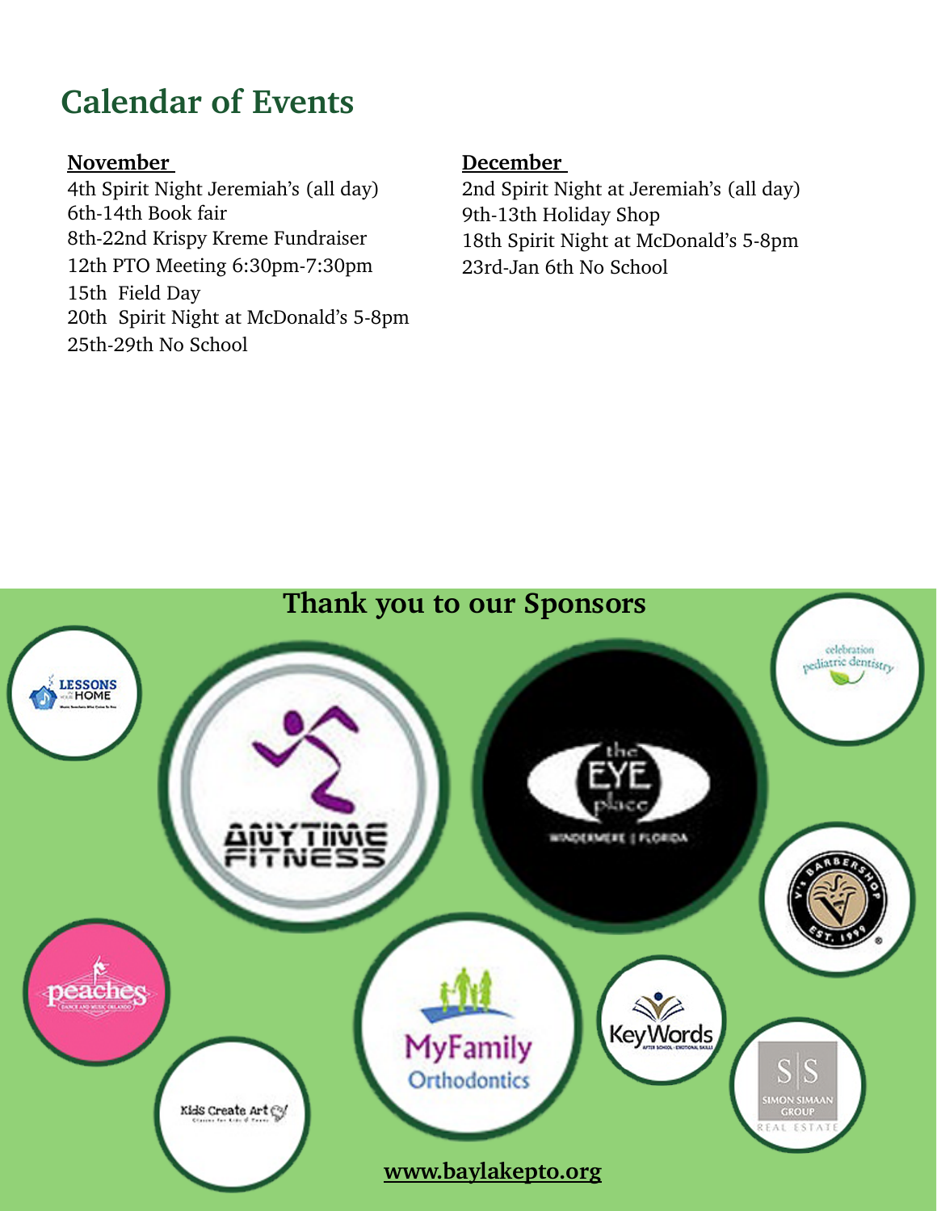# Calendar of Events

**November**

4th Spirit Night Jeremiah's (all day)
6th-14th Book fair
8th-22nd Krispy Kreme Fundraiser
12th PTO Meeting 6:30pm-7:30pm
15th Field Day
20th Spirit Night at McDonald's 5-8pm
25th-29th No School

**December**

2nd Spirit Night at Jeremiah's (all day)
9th-13th Holiday Shop
18th Spirit Night at McDonald's 5-8pm
23rd-Jan 6th No School

## Thank you to our Sponsors

www.baylakepto.org